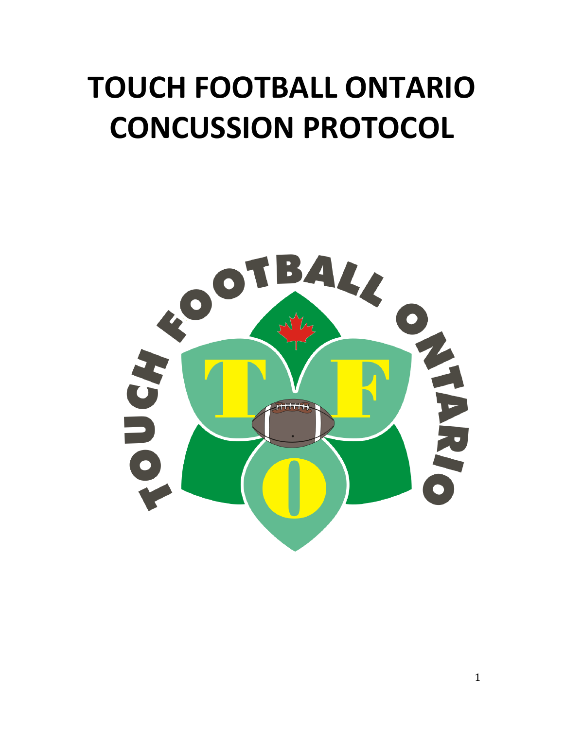# TOUCH FOOTBALL ONTARIO CONCUSSION PROTOCOL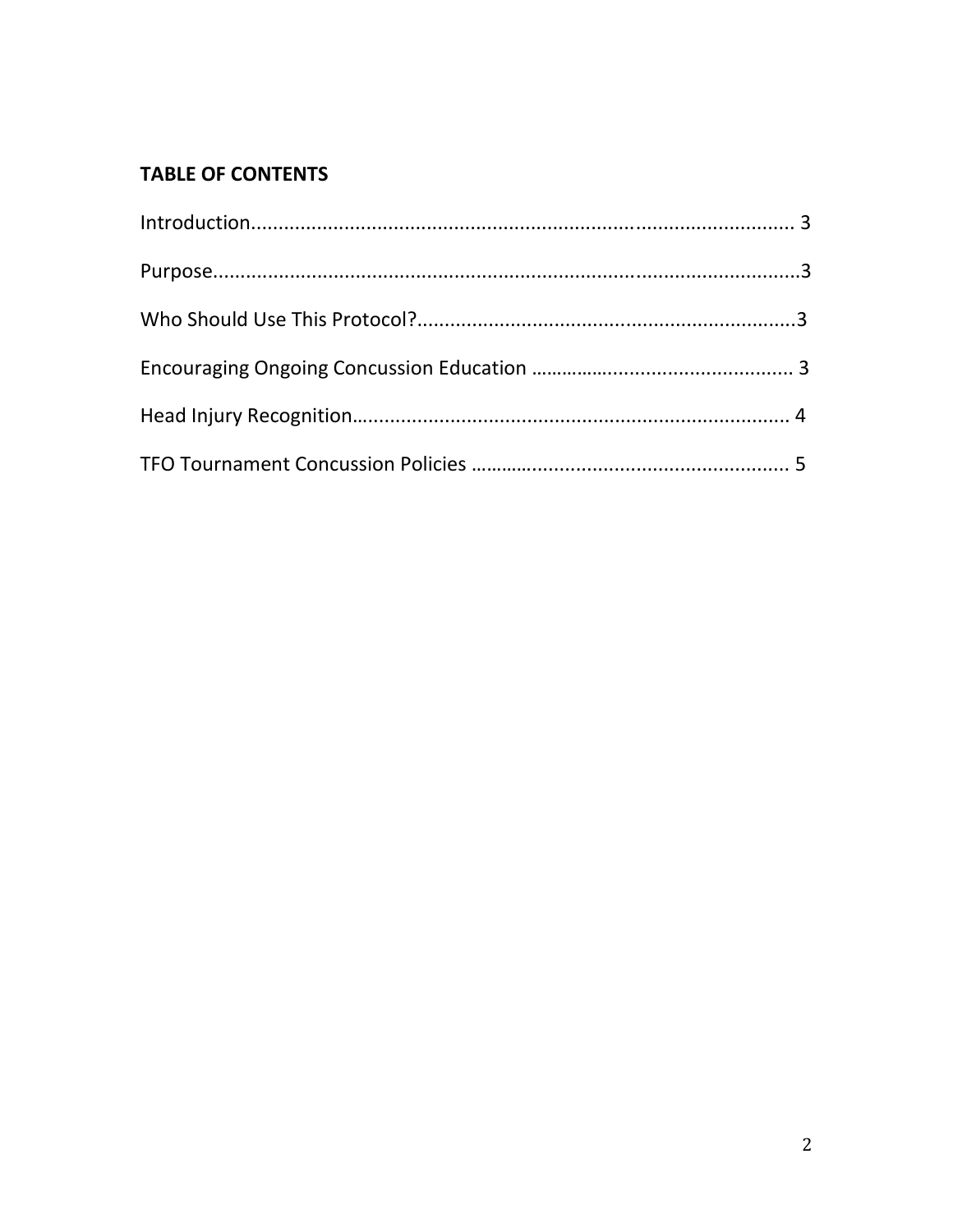**TABLE OF CONTENTS**

Introduction.................................................................................................. 3

Purpose..........................................................................................................3

Who Should Use This Protocol?.....................................................................3

Encouraging Ongoing Concussion Education …………….................................... 3

Head Injury Recognition…........................................................................... 4

TFO Tournament Concussion Policies ……….................................................. 5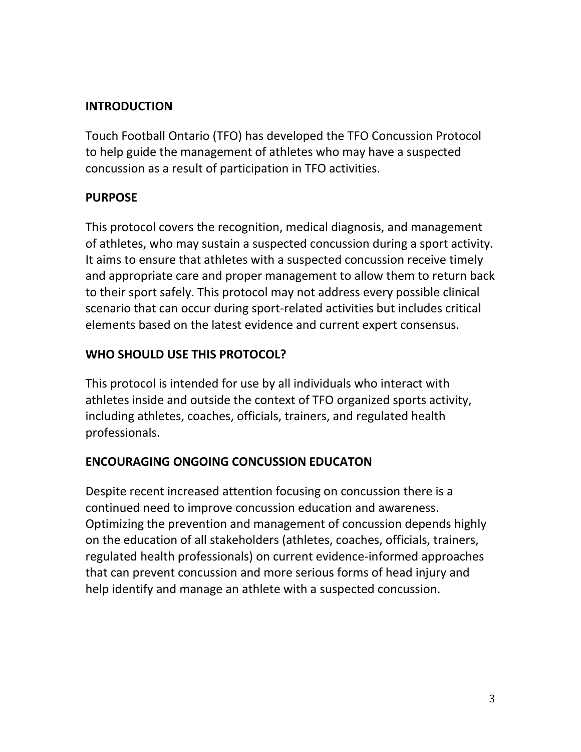## INTRODUCTION

Touch Football Ontario (TFO) has developed the TFO Concussion Protocol to help guide the management of athletes who may have a suspected concussion as a result of participation in TFO activities.

## PURPOSE

This protocol covers the recognition, medical diagnosis, and management of athletes, who may sustain a suspected concussion during a sport activity. It aims to ensure that athletes with a suspected concussion receive timely and appropriate care and proper management to allow them to return back to their sport safely. This protocol may not address every possible clinical scenario that can occur during sport-related activities but includes critical elements based on the latest evidence and current expert consensus.

## WHO SHOULD USE THIS PROTOCOL?

This protocol is intended for use by all individuals who interact with athletes inside and outside the context of TFO organized sports activity, including athletes, coaches, officials, trainers, and regulated health professionals.

## ENCOURAGING ONGOING CONCUSSION EDUCATON

Despite recent increased attention focusing on concussion there is a continued need to improve concussion education and awareness. Optimizing the prevention and management of concussion depends highly on the education of all stakeholders (athletes, coaches, officials, trainers, regulated health professionals) on current evidence-informed approaches that can prevent concussion and more serious forms of head injury and help identify and manage an athlete with a suspected concussion.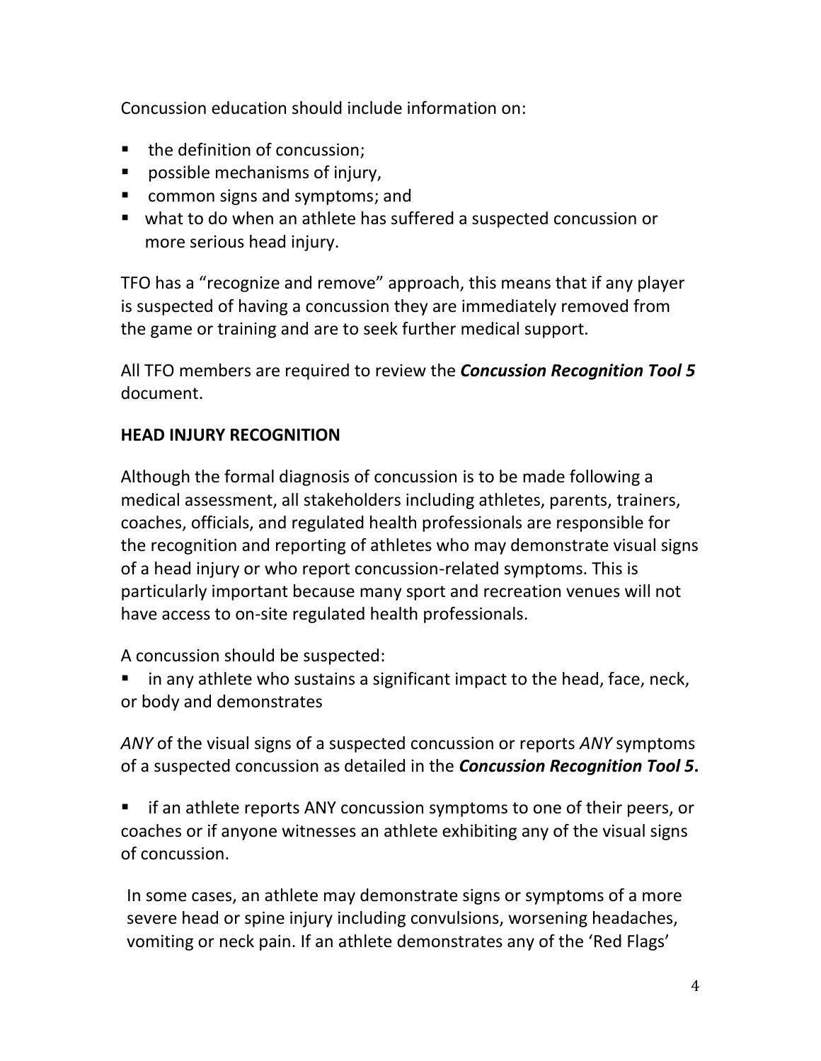Concussion education should include information on:

- the definition of concussion;
- possible mechanisms of injury,
- common signs and symptoms; and
- what to do when an athlete has suffered a suspected concussion or more serious head injury.

TFO has a "recognize and remove" approach, this means that if any player is suspected of having a concussion they are immediately removed from the game or training and are to seek further medical support.

All TFO members are required to review the ***Concussion Recognition Tool 5*** document.

## HEAD INJURY RECOGNITION

Although the formal diagnosis of concussion is to be made following a medical assessment, all stakeholders including athletes, parents, trainers, coaches, officials, and regulated health professionals are responsible for the recognition and reporting of athletes who may demonstrate visual signs of a head injury or who report concussion-related symptoms. This is particularly important because many sport and recreation venues will not have access to on-site regulated health professionals.

A concussion should be suspected:

- in any athlete who sustains a significant impact to the head, face, neck, or body and demonstrates

*ANY* of the visual signs of a suspected concussion or reports *ANY* symptoms of a suspected concussion as detailed in the ***Concussion Recognition Tool 5*****.**

- if an athlete reports ANY concussion symptoms to one of their peers, or coaches or if anyone witnesses an athlete exhibiting any of the visual signs of concussion.

In some cases, an athlete may demonstrate signs or symptoms of a more severe head or spine injury including convulsions, worsening headaches, vomiting or neck pain. If an athlete demonstrates any of the 'Red Flags'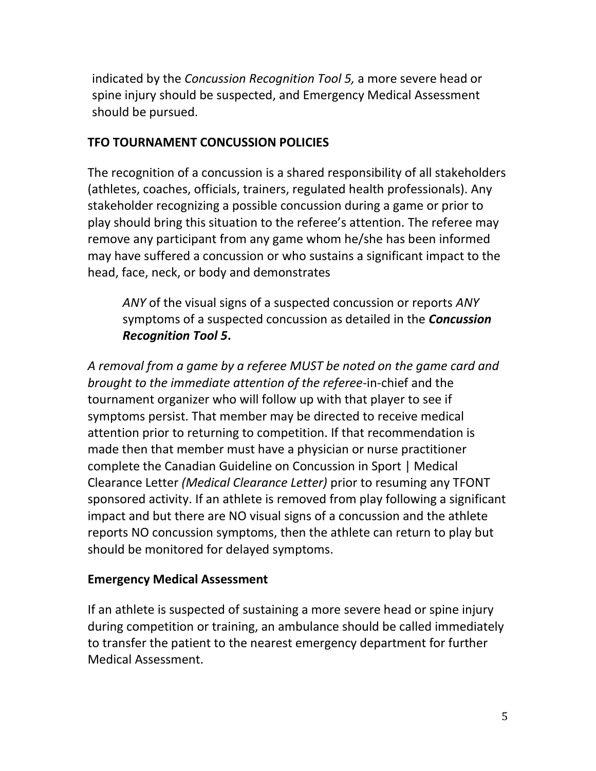indicated by the *Concussion Recognition Tool 5,* a more severe head or spine injury should be suspected, and Emergency Medical Assessment should be pursued.

## TFO TOURNAMENT CONCUSSION POLICIES

The recognition of a concussion is a shared responsibility of all stakeholders (athletes, coaches, officials, trainers, regulated health professionals). Any stakeholder recognizing a possible concussion during a game or prior to play should bring this situation to the referee's attention. The referee may remove any participant from any game whom he/she has been informed may have suffered a concussion or who sustains a significant impact to the head, face, neck, or body and demonstrates

> *ANY* of the visual signs of a suspected concussion or reports *ANY* symptoms of a suspected concussion as detailed in the ***Concussion Recognition Tool 5*****.**

*A removal from a game by a referee MUST be noted on the game card and brought to the immediate attention of the referee*-in-chief and the tournament organizer who will follow up with that player to see if symptoms persist. That member may be directed to receive medical attention prior to returning to competition. If that recommendation is made then that member must have a physician or nurse practitioner complete the Canadian Guideline on Concussion in Sport | Medical Clearance Letter *(Medical Clearance Letter)* prior to resuming any TFONT sponsored activity. If an athlete is removed from play following a significant impact and but there are NO visual signs of a concussion and the athlete reports NO concussion symptoms, then the athlete can return to play but should be monitored for delayed symptoms.

## Emergency Medical Assessment

If an athlete is suspected of sustaining a more severe head or spine injury during competition or training, an ambulance should be called immediately to transfer the patient to the nearest emergency department for further Medical Assessment.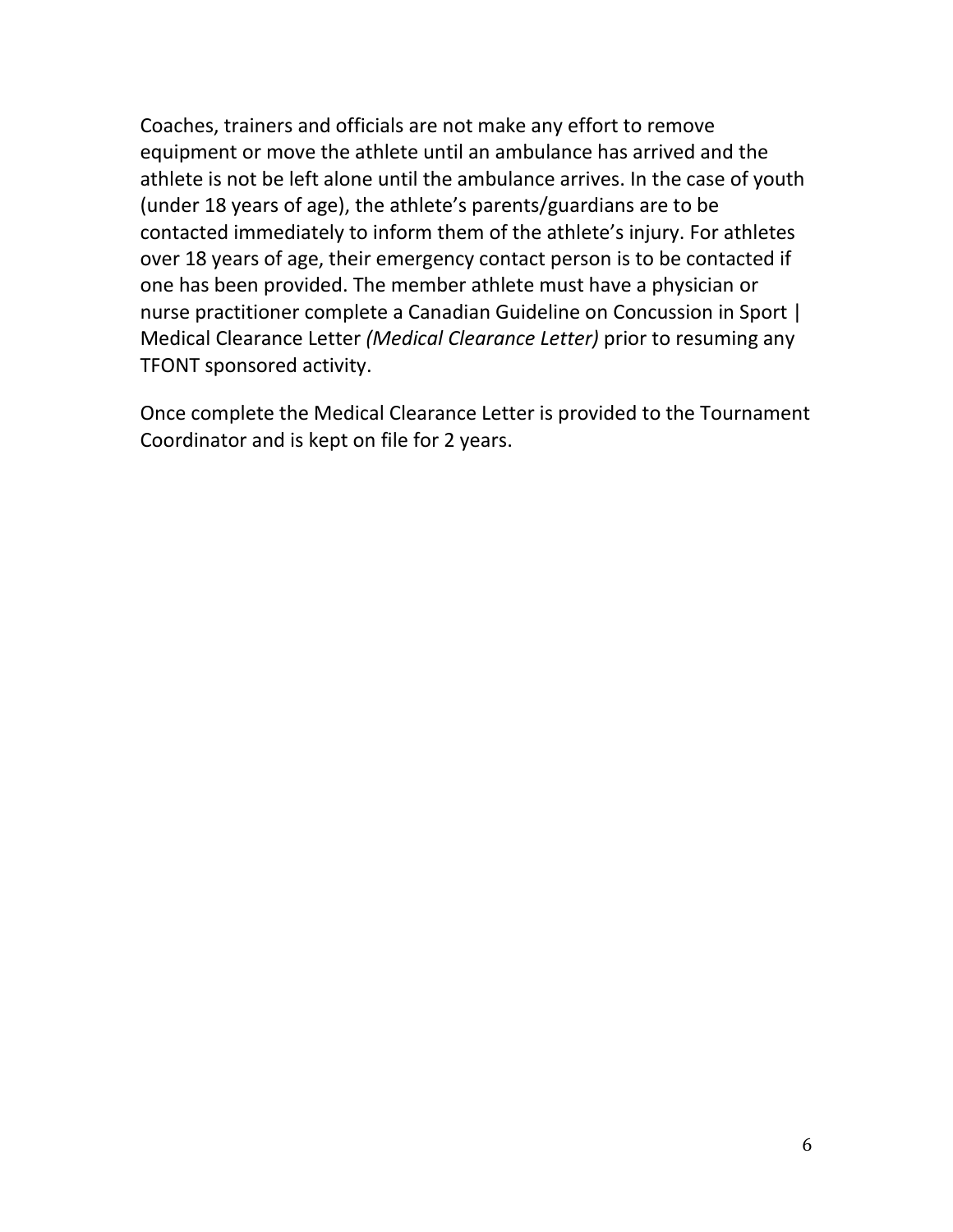Coaches, trainers and officials are not make any effort to remove equipment or move the athlete until an ambulance has arrived and the athlete is not be left alone until the ambulance arrives. In the case of youth (under 18 years of age), the athlete's parents/guardians are to be contacted immediately to inform them of the athlete's injury. For athletes over 18 years of age, their emergency contact person is to be contacted if one has been provided. The member athlete must have a physician or nurse practitioner complete a Canadian Guideline on Concussion in Sport | Medical Clearance Letter *(Medical Clearance Letter)* prior to resuming any TFONT sponsored activity.

Once complete the Medical Clearance Letter is provided to the Tournament Coordinator and is kept on file for 2 years.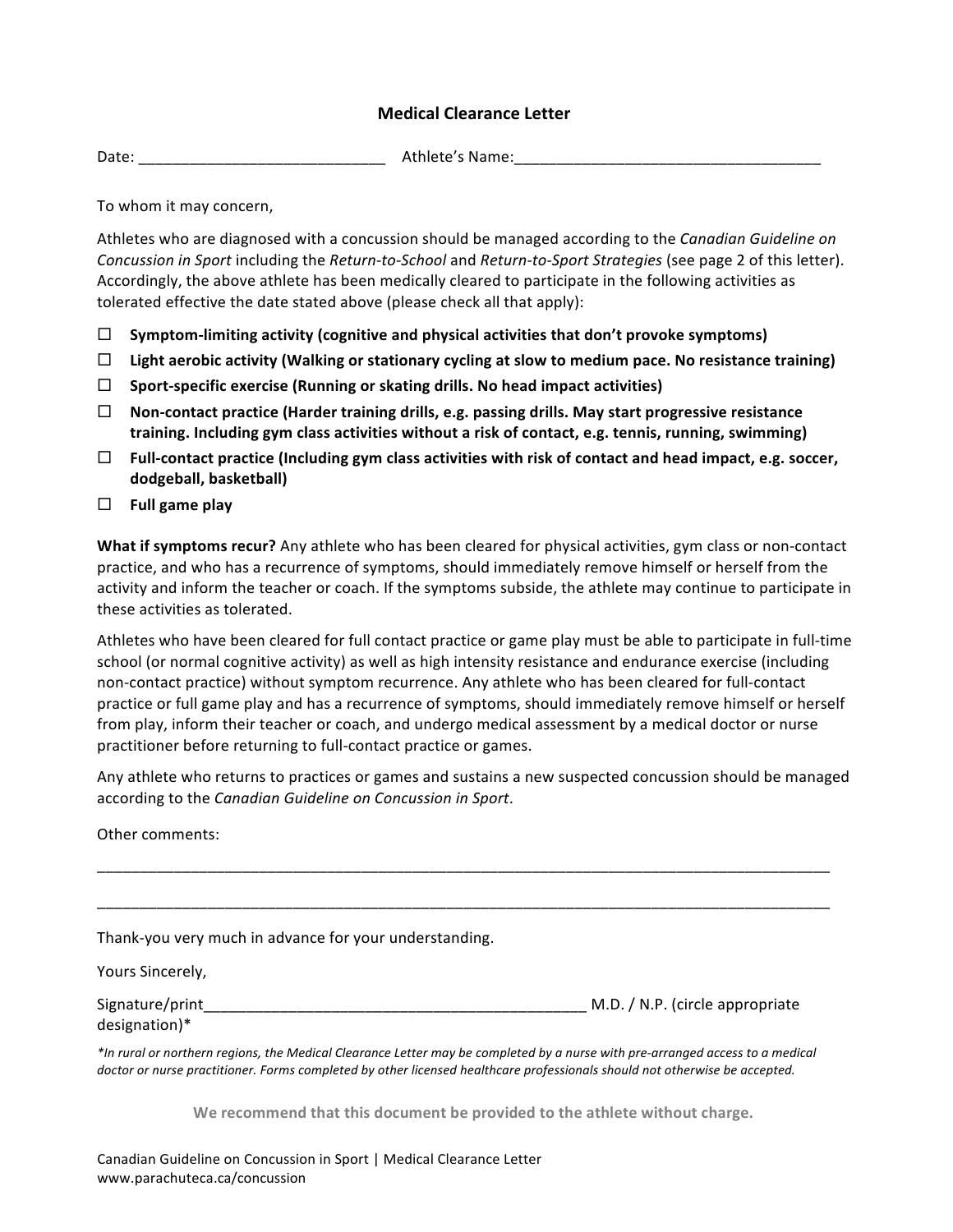## Medical Clearance Letter

Date: _____________________________ Athlete's Name:____________________________________

To whom it may concern,

Athletes who are diagnosed with a concussion should be managed according to the *Canadian Guideline on Concussion in Sport* including the *Return-to-School* and *Return-to-Sport Strategies* (see page 2 of this letter). Accordingly, the above athlete has been medically cleared to participate in the following activities as tolerated effective the date stated above (please check all that apply):

- ☐ **Symptom-limiting activity (cognitive and physical activities that don't provoke symptoms)**
- ☐ **Light aerobic activity (Walking or stationary cycling at slow to medium pace. No resistance training)**
- ☐ **Sport-specific exercise (Running or skating drills. No head impact activities)**
- ☐ **Non-contact practice (Harder training drills, e.g. passing drills. May start progressive resistance training. Including gym class activities without a risk of contact, e.g. tennis, running, swimming)**
- ☐ **Full-contact practice (Including gym class activities with risk of contact and head impact, e.g. soccer, dodgeball, basketball)**
- ☐ **Full game play**

**What if symptoms recur?** Any athlete who has been cleared for physical activities, gym class or non-contact practice, and who has a recurrence of symptoms, should immediately remove himself or herself from the activity and inform the teacher or coach. If the symptoms subside, the athlete may continue to participate in these activities as tolerated.

Athletes who have been cleared for full contact practice or game play must be able to participate in full-time school (or normal cognitive activity) as well as high intensity resistance and endurance exercise (including non-contact practice) without symptom recurrence. Any athlete who has been cleared for full-contact practice or full game play and has a recurrence of symptoms, should immediately remove himself or herself from play, inform their teacher or coach, and undergo medical assessment by a medical doctor or nurse practitioner before returning to full-contact practice or games.

Any athlete who returns to practices or games and sustains a new suspected concussion should be managed according to the *Canadian Guideline on Concussion in Sport*.

Other comments:

___________________________________________________________________________________

___________________________________________________________________________________

Thank-you very much in advance for your understanding.

Yours Sincerely,

Signature/print_______________________________________________ M.D. / N.P. (circle appropriate designation)*

*\*In rural or northern regions, the Medical Clearance Letter may be completed by a nurse with pre-arranged access to a medical doctor or nurse practitioner. Forms completed by other licensed healthcare professionals should not otherwise be accepted.*

**We recommend that this document be provided to the athlete without charge.**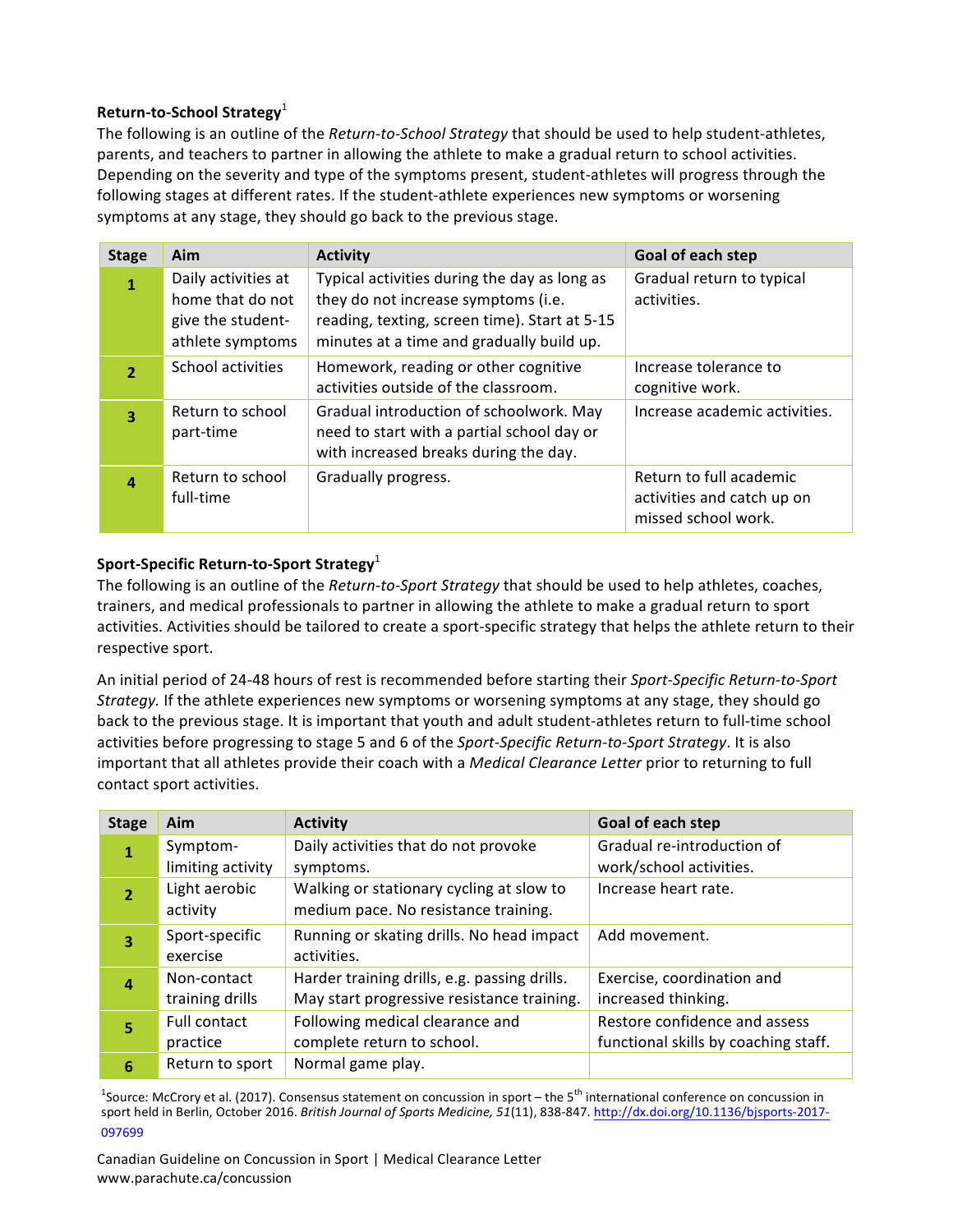**Return-to-School Strategy**[1]

The following is an outline of the *Return-to-School Strategy* that should be used to help student-athletes, parents, and teachers to partner in allowing the athlete to make a gradual return to school activities. Depending on the severity and type of the symptoms present, student-athletes will progress through the following stages at different rates. If the student-athlete experiences new symptoms or worsening symptoms at any stage, they should go back to the previous stage.

| Stage | Aim | Activity | Goal of each step |
|---|---|---|---|
| 1 | Daily activities at home that do not give the student-athlete symptoms | Typical activities during the day as long as they do not increase symptoms (i.e. reading, texting, screen time). Start at 5-15 minutes at a time and gradually build up. | Gradual return to typical activities. |
| 2 | School activities | Homework, reading or other cognitive activities outside of the classroom. | Increase tolerance to cognitive work. |
| 3 | Return to school part-time | Gradual introduction of schoolwork. May need to start with a partial school day or with increased breaks during the day. | Increase academic activities. |
| 4 | Return to school full-time | Gradually progress. | Return to full academic activities and catch up on missed school work. |

**Sport-Specific Return-to-Sport Strategy**[1]

The following is an outline of the *Return-to-Sport Strategy* that should be used to help athletes, coaches, trainers, and medical professionals to partner in allowing the athlete to make a gradual return to sport activities. Activities should be tailored to create a sport-specific strategy that helps the athlete return to their respective sport.

An initial period of 24-48 hours of rest is recommended before starting their *Sport-Specific Return-to-Sport Strategy.* If the athlete experiences new symptoms or worsening symptoms at any stage, they should go back to the previous stage. It is important that youth and adult student-athletes return to full-time school activities before progressing to stage 5 and 6 of the *Sport-Specific Return-to-Sport Strategy*. It is also important that all athletes provide their coach with a *Medical Clearance Letter* prior to returning to full contact sport activities.

| Stage | Aim | Activity | Goal of each step |
|---|---|---|---|
| 1 | Symptom-limiting activity | Daily activities that do not provoke symptoms. | Gradual re-introduction of work/school activities. |
| 2 | Light aerobic activity | Walking or stationary cycling at slow to medium pace. No resistance training. | Increase heart rate. |
| 3 | Sport-specific exercise | Running or skating drills. No head impact activities. | Add movement. |
| 4 | Non-contact training drills | Harder training drills, e.g. passing drills. May start progressive resistance training. | Exercise, coordination and increased thinking. |
| 5 | Full contact practice | Following medical clearance and complete return to school. | Restore confidence and assess functional skills by coaching staff. |
| 6 | Return to sport | Normal game play. | |

[1]Source: McCrory et al. (2017). Consensus statement on concussion in sport – the 5th international conference on concussion in sport held in Berlin, October 2016. *British Journal of Sports Medicine, 51*(11), 838-847. http://dx.doi.org/10.1136/bjsports-2017-097699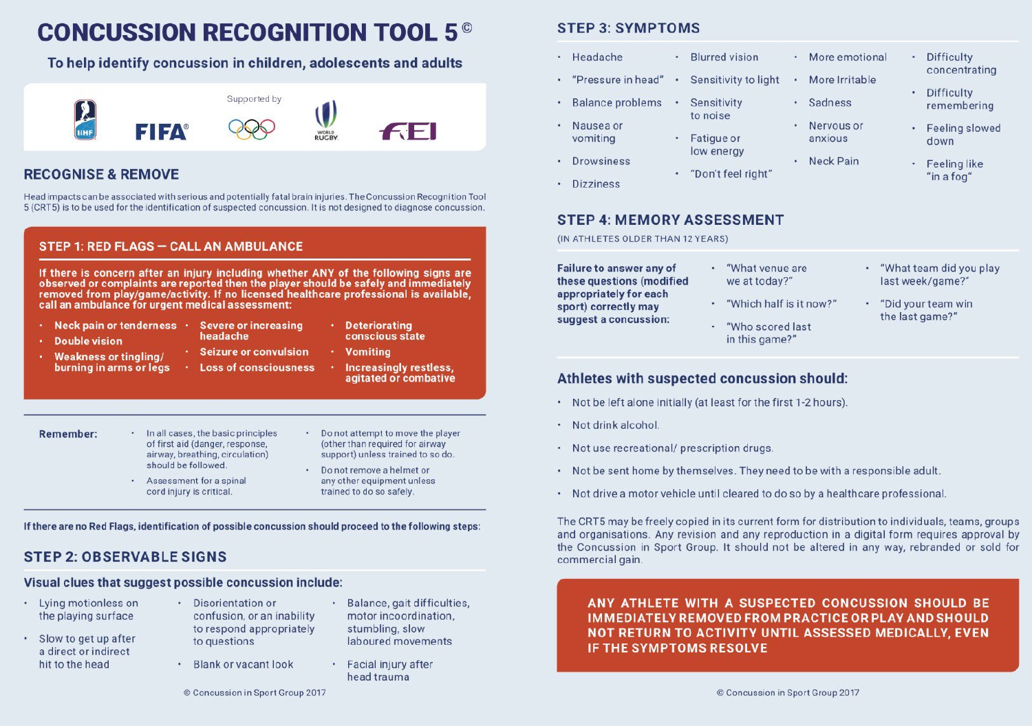# CONCUSSION RECOGNITION TOOL 5©

## To help identify concussion in children, adolescents and adults

Supported by

## RECOGNISE & REMOVE

Head impacts can be associated with serious and potentially fatal brain injuries. The Concussion Recognition Tool 5 (CRT5) is to be used for the identification of suspected concussion. It is not designed to diagnose concussion.

### STEP 1: RED FLAGS — CALL AN AMBULANCE

**If there is concern after an injury including whether ANY of the following signs are observed or complaints are reported then the player should be safely and immediately removed from play/game/activity. If no licensed healthcare professional is available, call an ambulance for urgent medical assessment:**

- Neck pain or tenderness
- Double vision
- Weakness or tingling/ burning in arms or legs
- Severe or increasing headache
- Seizure or convulsion
- Loss of consciousness
- Deteriorating conscious state
- Vomiting
- Increasingly restless, agitated or combative

**Remember:**

- In all cases, the basic principles of first aid (danger, response, airway, breathing, circulation) should be followed.
- Assessment for a spinal cord injury is critical.
- Do not attempt to move the player (other than required for airway support) unless trained to so do.
- Do not remove a helmet or any other equipment unless trained to do so safely.

**If there are no Red Flags, identification of possible concussion should proceed to the following steps:**

### STEP 2: OBSERVABLE SIGNS

**Visual clues that suggest possible concussion include:**

- Lying motionless on the playing surface
- Slow to get up after a direct or indirect hit to the head
- Disorientation or confusion, or an inability to respond appropriately to questions
- Blank or vacant look
- Balance, gait difficulties, motor incoordination, stumbling, slow laboured movements
- Facial injury after head trauma

### STEP 3: SYMPTOMS

- Headache
- "Pressure in head"
- Balance problems
- Nausea or vomiting
- Drowsiness
- Dizziness
- Blurred vision
- Sensitivity to light
- Sensitivity to noise
- Fatigue or low energy
- "Don't feel right"
- More emotional
- More Irritable
- Sadness
- Nervous or anxious
- Neck Pain
- Difficulty concentrating
- Difficulty remembering
- Feeling slowed down
- Feeling like "in a fog"

### STEP 4: MEMORY ASSESSMENT

(IN ATHLETES OLDER THAN 12 YEARS)

**Failure to answer any of these questions (modified appropriately for each sport) correctly may suggest a concussion:**

- "What venue are we at today?"
- "Which half is it now?"
- "Who scored last in this game?"
- "What team did you play last week/game?"
- "Did your team win the last game?"

### Athletes with suspected concussion should:

- Not be left alone initially (at least for the first 1-2 hours).
- Not drink alcohol.
- Not use recreational/ prescription drugs.
- Not be sent home by themselves. They need to be with a responsible adult.
- Not drive a motor vehicle until cleared to do so by a healthcare professional.

The CRT5 may be freely copied in its current form for distribution to individuals, teams, groups and organisations. Any revision and any reproduction in a digital form requires approval by the Concussion in Sport Group. It should not be altered in any way, rebranded or sold for commercial gain.

**ANY ATHLETE WITH A SUSPECTED CONCUSSION SHOULD BE IMMEDIATELY REMOVED FROM PRACTICE OR PLAY AND SHOULD NOT RETURN TO ACTIVITY UNTIL ASSESSED MEDICALLY, EVEN IF THE SYMPTOMS RESOLVE**

© Concussion in Sport Group 2017